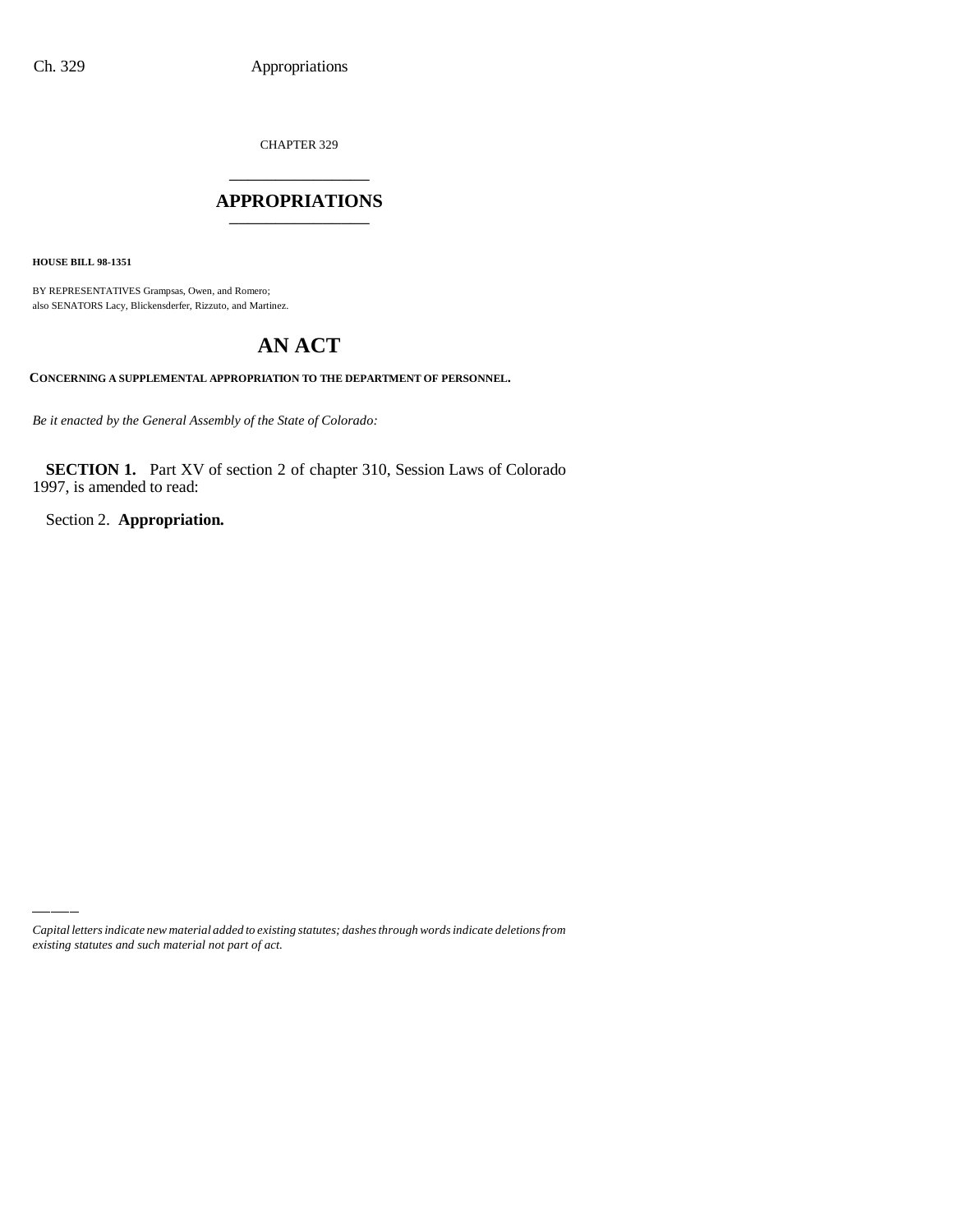CHAPTER 329

# APPROPRIATIONS

**HOUSE BILL 98-1351**

BY REPRESENTATIVES Grampsas, Owen, and Romero;
also SENATORS Lacy, Blickensderfer, Rizzuto, and Martinez.

# AN ACT

**CONCERNING A SUPPLEMENTAL APPROPRIATION TO THE DEPARTMENT OF PERSONNEL.**

*Be it enacted by the General Assembly of the State of Colorado:*

**SECTION 1.** Part XV of section 2 of chapter 310, Session Laws of Colorado 1997, is amended to read:

Section 2. **Appropriation.**

*Capital letters indicate new material added to existing statutes; dashes through words indicate deletions from existing statutes and such material not part of act.*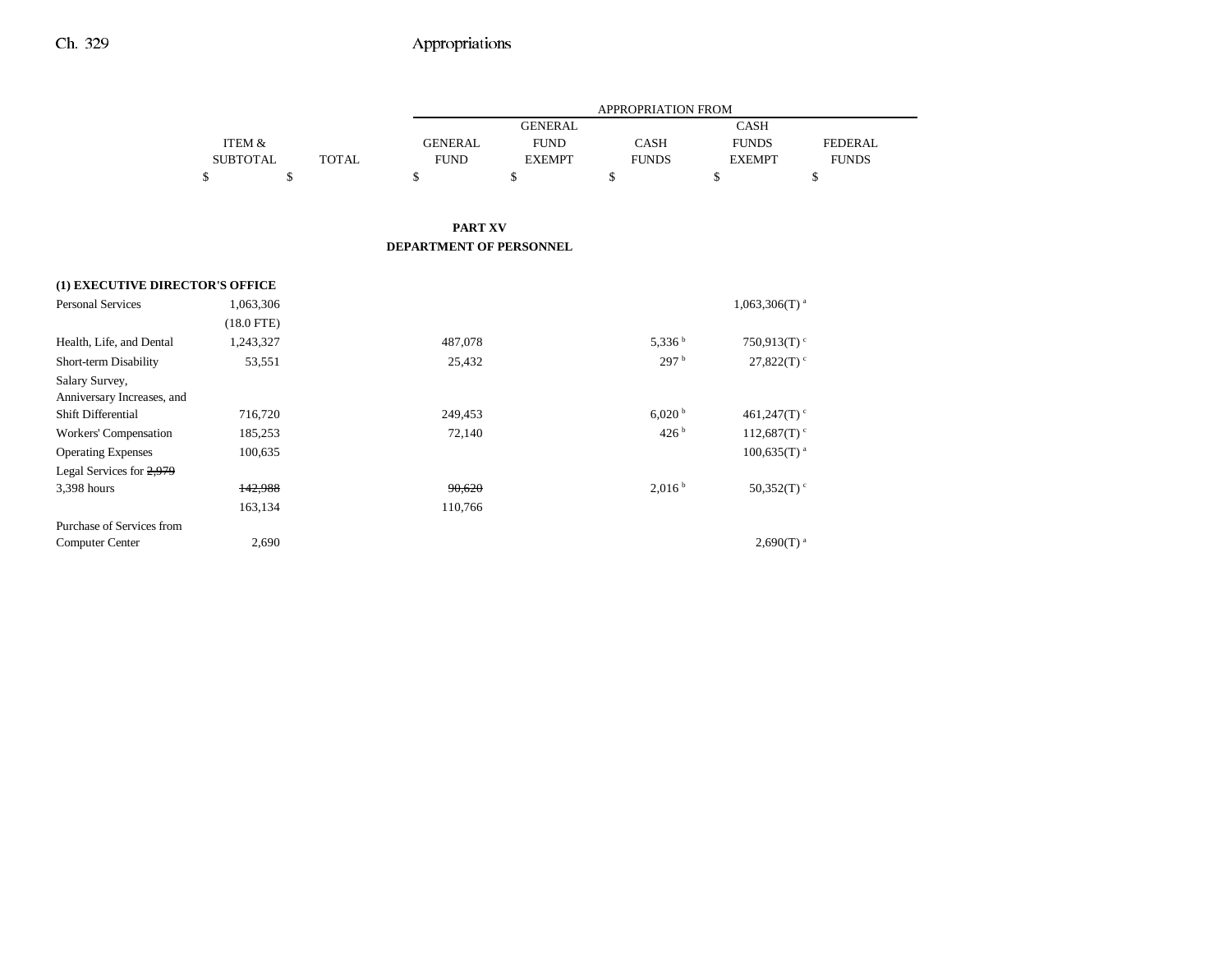| | ITEM & SUBTOTAL | TOTAL | APPROPRIATION FROM | | | | |
|---|---|---|---|---|---|---|---|
| | | | GENERAL FUND | GENERAL FUND EXEMPT | CASH FUNDS | CASH FUNDS EXEMPT | FEDERAL FUNDS |
| | $ | $ | $ | $ | $ | $ | $ |

## PART XV
## DEPARTMENT OF PERSONNEL

| | ITEM & SUBTOTAL | TOTAL | GENERAL FUND | GENERAL FUND EXEMPT | CASH FUNDS | CASH FUNDS EXEMPT | FEDERAL FUNDS |
|---|---|---|---|---|---|---|---|
| **(1) EXECUTIVE DIRECTOR'S OFFICE** | | | | | | | |
| Personal Services | 1,063,306 | | | | | 1,063,306(T) [a] | |
| | (18.0 FTE) | | | | | | |
| Health, Life, and Dental | 1,243,327 | | 487,078 | | 5,336 [b] | 750,913(T) [c] | |
| Short-term Disability | 53,551 | | 25,432 | | 297 [b] | 27,822(T) [c] | |
| Salary Survey, Anniversary Increases, and Shift Differential | 716,720 | | 249,453 | | 6,020 [b] | 461,247(T) [c] | |
| Workers' Compensation | 185,253 | | 72,140 | | 426 [b] | 112,687(T) [c] | |
| Operating Expenses | 100,635 | | | | | 100,635(T) [a] | |
| Legal Services for ~~2,979~~ 3,398 hours | ~~142,988~~ | | ~~90,620~~ | | 2,016 [b] | 50,352(T) [c] | |
| | 163,134 | | 110,766 | | | | |
| Purchase of Services from Computer Center | 2,690 | | | | | 2,690(T) [a] | |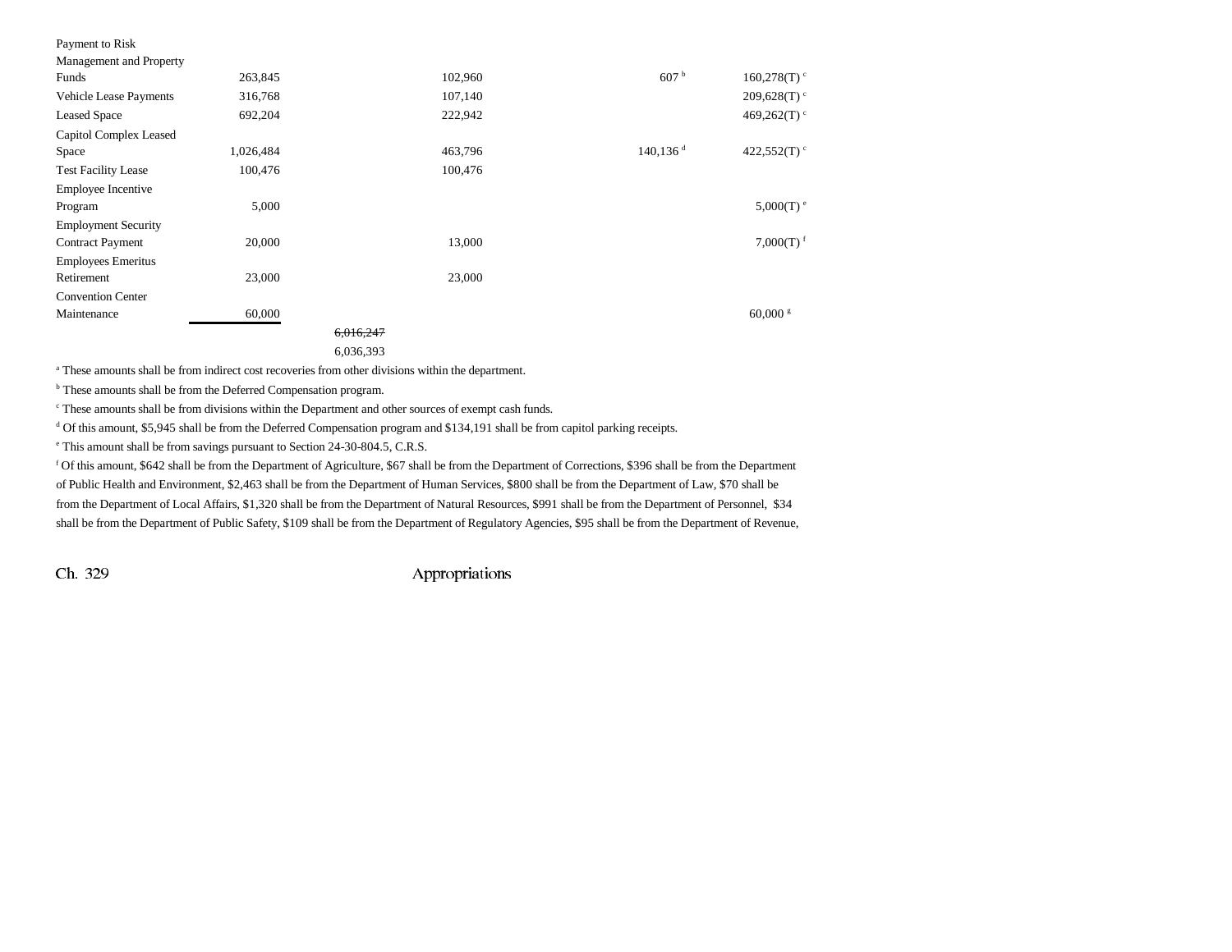| | | | | | |
|---|---|---|---|---|---|
| Payment to Risk Management and Property Funds | 263,845 | | 102,960 | 607 [b] | 160,278(T) [c] |
| Vehicle Lease Payments | 316,768 | | 107,140 | | 209,628(T) [c] |
| Leased Space | 692,204 | | 222,942 | | 469,262(T) [c] |
| Capitol Complex Leased Space | 1,026,484 | | 463,796 | 140,136 [d] | 422,552(T) [c] |
| Test Facility Lease | 100,476 | | 100,476 | | |
| Employee Incentive Program | 5,000 | | | | 5,000(T) [e] |
| Employment Security Contract Payment | 20,000 | | 13,000 | | 7,000(T) [f] |
| Employees Emeritus Retirement | 23,000 | | 23,000 | | |
| Convention Center Maintenance | 60,000 | | | | 60,000 [g] |
| | | ~~6,016,247~~ 6,036,393 | | | |

[a] These amounts shall be from indirect cost recoveries from other divisions within the department.

[b] These amounts shall be from the Deferred Compensation program.

[c] These amounts shall be from divisions within the Department and other sources of exempt cash funds.

[d] Of this amount, $5,945 shall be from the Deferred Compensation program and $134,191 shall be from capitol parking receipts.

[e] This amount shall be from savings pursuant to Section 24-30-804.5, C.R.S.

[f] Of this amount, $642 shall be from the Department of Agriculture, $67 shall be from the Department of Corrections, $396 shall be from the Department of Public Health and Environment, $2,463 shall be from the Department of Human Services, $800 shall be from the Department of Law, $70 shall be from the Department of Local Affairs, $1,320 shall be from the Department of Natural Resources, $991 shall be from the Department of Personnel, $34 shall be from the Department of Public Safety, $109 shall be from the Department of Regulatory Agencies, $95 shall be from the Department of Revenue,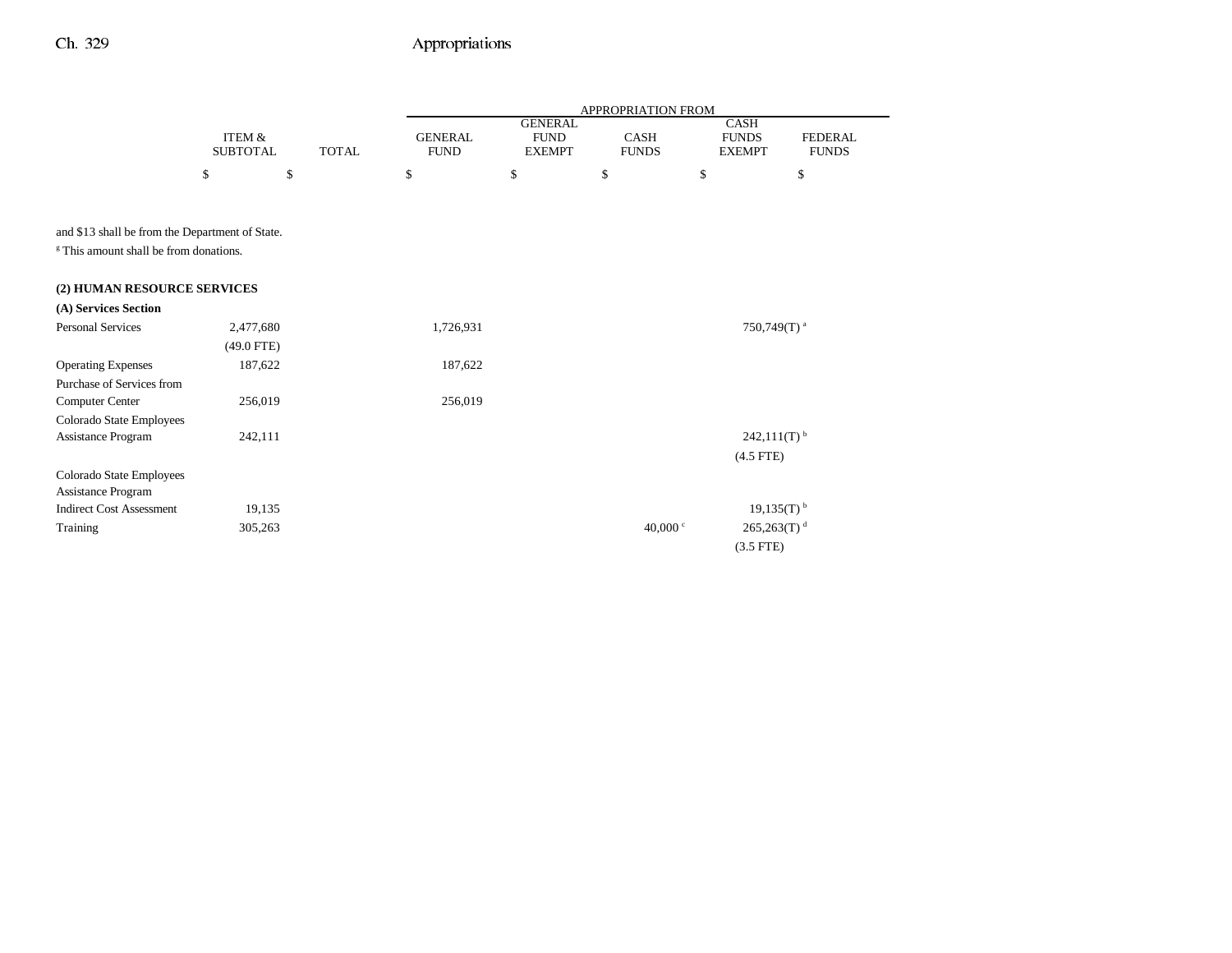| | ITEM & SUBTOTAL | TOTAL | APPROPRIATION FROM GENERAL FUND | GENERAL FUND EXEMPT | CASH FUNDS | CASH FUNDS EXEMPT | FEDERAL FUNDS |
|---|---|---|---|---|---|---|---|
| | $ | $ | $ | $ | $ | $ | $ |

and $13 shall be from the Department of State.

[g] This amount shall be from donations.

**(2) HUMAN RESOURCE SERVICES**

**(A) Services Section**

| | ITEM & SUBTOTAL | TOTAL | GENERAL FUND | GENERAL FUND EXEMPT | CASH FUNDS | CASH FUNDS EXEMPT | FEDERAL FUNDS |
|---|---|---|---|---|---|---|---|
| Personal Services | 2,477,680 | | 1,726,931 | | | 750,749(T) [a] | |
| | (49.0 FTE) | | | | | | |
| Operating Expenses | 187,622 | | 187,622 | | | | |
| Purchase of Services from Computer Center | 256,019 | | 256,019 | | | | |
| Colorado State Employees Assistance Program | 242,111 | | | | | 242,111(T) [b] | |
| | | | | | | (4.5 FTE) | |
| Colorado State Employees Assistance Program Indirect Cost Assessment | 19,135 | | | | | 19,135(T) [b] | |
| Training | 305,263 | | | | 40,000 [c] | 265,263(T) [d] | |
| | | | | | | (3.5 FTE) | |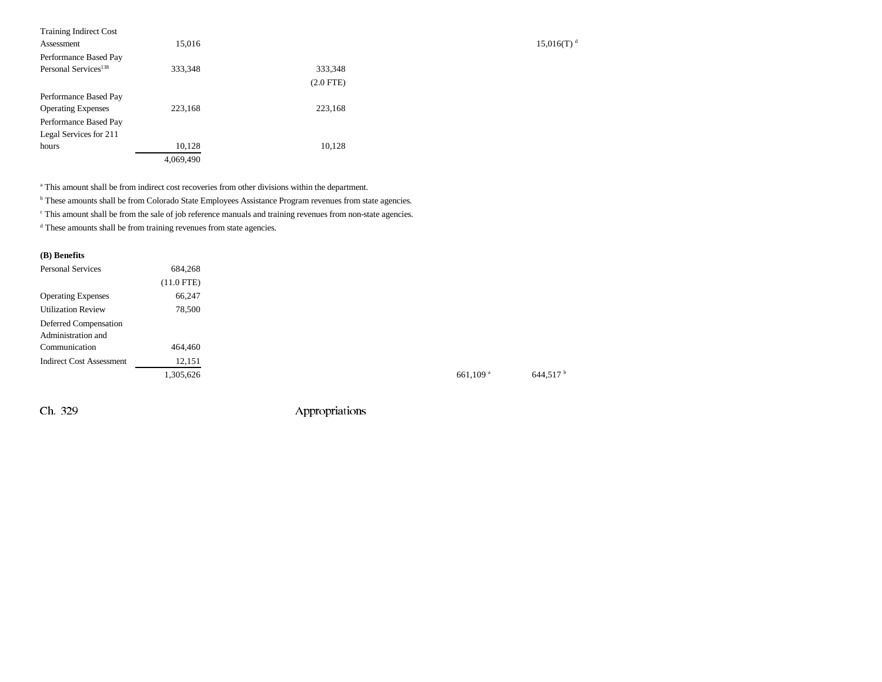| | Total | General Fund | Cash Funds | Cash Funds Exempt |
|---|---|---|---|---|
| Training Indirect Cost Assessment | 15,016 | | | 15,016(T) [d] |
| Performance Based Pay Personal Services[138] | 333,348 | 333,348 (2.0 FTE) | | |
| Performance Based Pay Operating Expenses | 223,168 | 223,168 | | |
| Performance Based Pay Legal Services for 211 hours | 10,128 | 10,128 | | |
| | 4,069,490 | | | |

[a] This amount shall be from indirect cost recoveries from other divisions within the department.

[b] These amounts shall be from Colorado State Employees Assistance Program revenues from state agencies.

[c] This amount shall be from the sale of job reference manuals and training revenues from non-state agencies.

[d] These amounts shall be from training revenues from state agencies.

**(B) Benefits**

| | Total | General Fund | Cash Funds | Cash Funds Exempt |
|---|---|---|---|---|
| Personal Services | 684,268 (11.0 FTE) | | | |
| Operating Expenses | 66,247 | | | |
| Utilization Review | 78,500 | | | |
| Deferred Compensation Administration and Communication | 464,460 | | | |
| Indirect Cost Assessment | 12,151 | | | |
| | 1,305,626 | | 661,109 [a] | 644,517 [b] |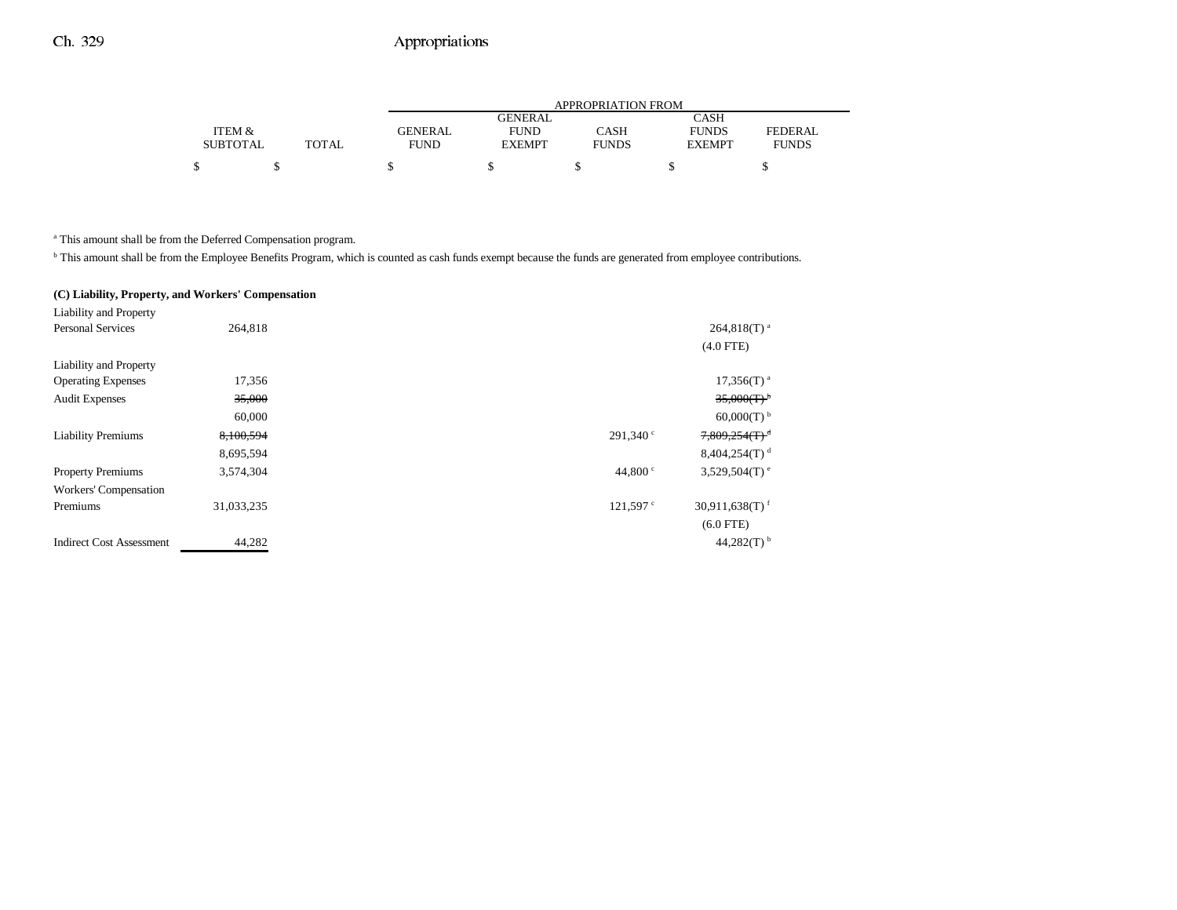| | ITEM & SUBTOTAL | TOTAL | APPROPRIATION FROM GENERAL FUND | GENERAL FUND EXEMPT | CASH FUNDS | CASH FUNDS EXEMPT | FEDERAL FUNDS |
|---|---|---|---|---|---|---|---|
| | $ | $ | $ | $ | $ | $ | $ |

[a] This amount shall be from the Deferred Compensation program.

[b] This amount shall be from the Employee Benefits Program, which is counted as cash funds exempt because the funds are generated from employee contributions.

**(C) Liability, Property, and Workers' Compensation**

| | ITEM & SUBTOTAL | TOTAL | GENERAL FUND | GENERAL FUND EXEMPT | CASH FUNDS | CASH FUNDS EXEMPT | FEDERAL FUNDS |
|---|---|---|---|---|---|---|---|
| Liability and Property Personal Services | 264,818 | | | | | 264,818(T) [a] | |
| | | | | | | (4.0 FTE) | |
| Liability and Property Operating Expenses | 17,356 | | | | | 17,356(T) [a] | |
| Audit Expenses | ~~35,000~~ | | | | | ~~35,000(T)~~ [b] | |
| | 60,000 | | | | | 60,000(T) [b] | |
| Liability Premiums | ~~8,100,594~~ | | | | 291,340 [c] | ~~7,809,254(T)~~ [d] | |
| | 8,695,594 | | | | | 8,404,254(T) [d] | |
| Property Premiums | 3,574,304 | | | | 44,800 [c] | 3,529,504(T) [e] | |
| Workers' Compensation Premiums | 31,033,235 | | | | 121,597 [c] | 30,911,638(T) [f] | |
| | | | | | | (6.0 FTE) | |
| Indirect Cost Assessment | 44,282 | | | | | 44,282(T) [b] | |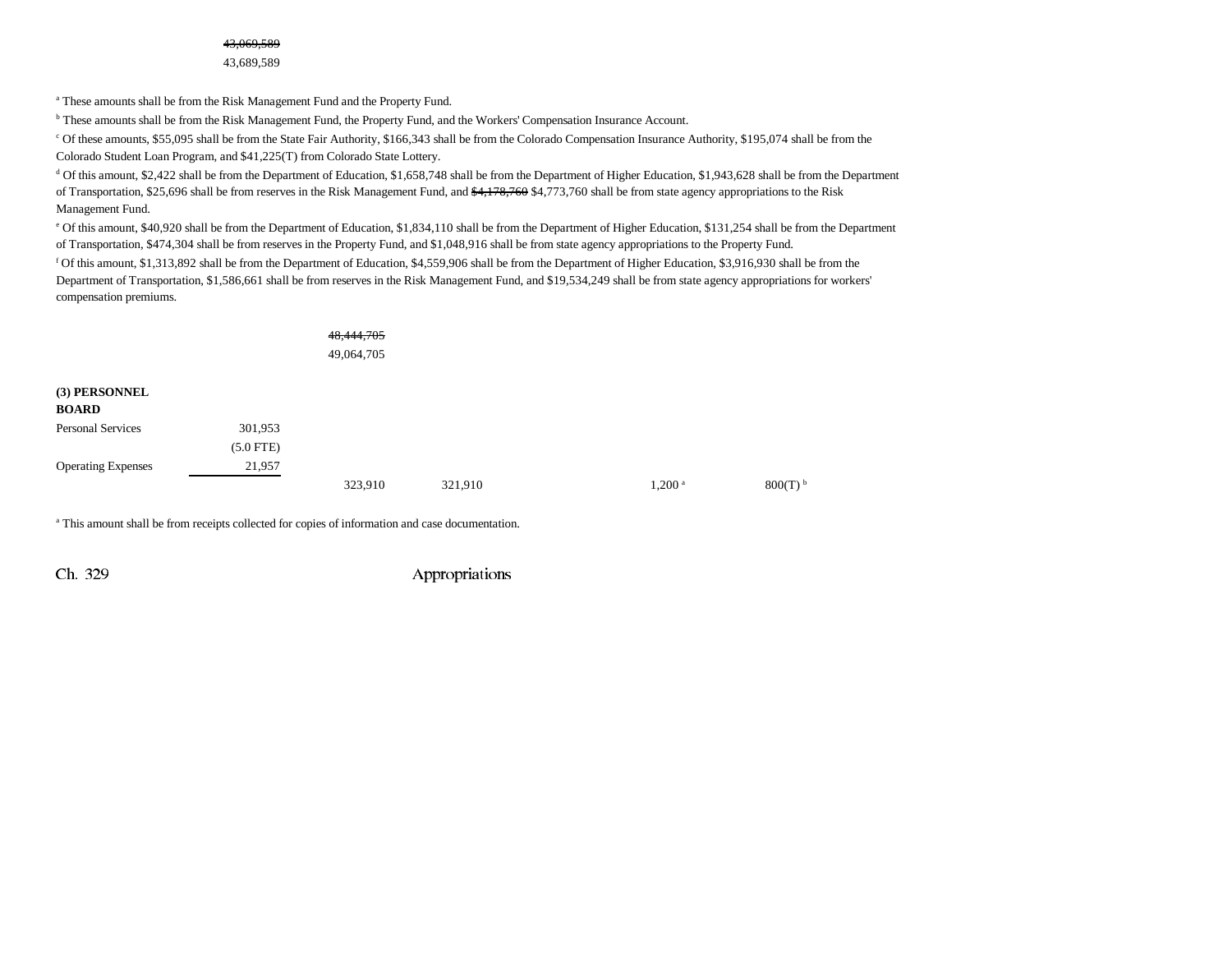~~43,069,589~~
43,689,589

[a] These amounts shall be from the Risk Management Fund and the Property Fund.

[b] These amounts shall be from the Risk Management Fund, the Property Fund, and the Workers' Compensation Insurance Account.

[c] Of these amounts, $55,095 shall be from the State Fair Authority, $166,343 shall be from the Colorado Compensation Insurance Authority, $195,074 shall be from the Colorado Student Loan Program, and $41,225(T) from Colorado State Lottery.

[d] Of this amount, $2,422 shall be from the Department of Education, $1,658,748 shall be from the Department of Higher Education, $1,943,628 shall be from the Department of Transportation, $25,696 shall be from reserves in the Risk Management Fund, and ~~$4,178,760~~ $4,773,760 shall be from state agency appropriations to the Risk Management Fund.

[e] Of this amount, $40,920 shall be from the Department of Education, $1,834,110 shall be from the Department of Higher Education, $131,254 shall be from the Department of Transportation, $474,304 shall be from reserves in the Property Fund, and $1,048,916 shall be from state agency appropriations to the Property Fund.

[f] Of this amount, $1,313,892 shall be from the Department of Education, $4,559,906 shall be from the Department of Higher Education, $3,916,930 shall be from the Department of Transportation, $1,586,661 shall be from reserves in the Risk Management Fund, and $19,534,249 shall be from state agency appropriations for workers' compensation premiums.

| | | | | | |
|---|---|---|---|---|---|
| | | ~~48,444,705~~<br>49,064,705 | | | |

**(3) PERSONNEL BOARD**

| | | | | | |
|---|---|---|---|---|---|
| Personal Services | 301,953<br>(5.0 FTE) | | | | |
| Operating Expenses | 21,957 | | | | |
| | | 323,910 | 321,910 | 1,200 [a] | 800(T) [b] |

[a] This amount shall be from receipts collected for copies of information and case documentation.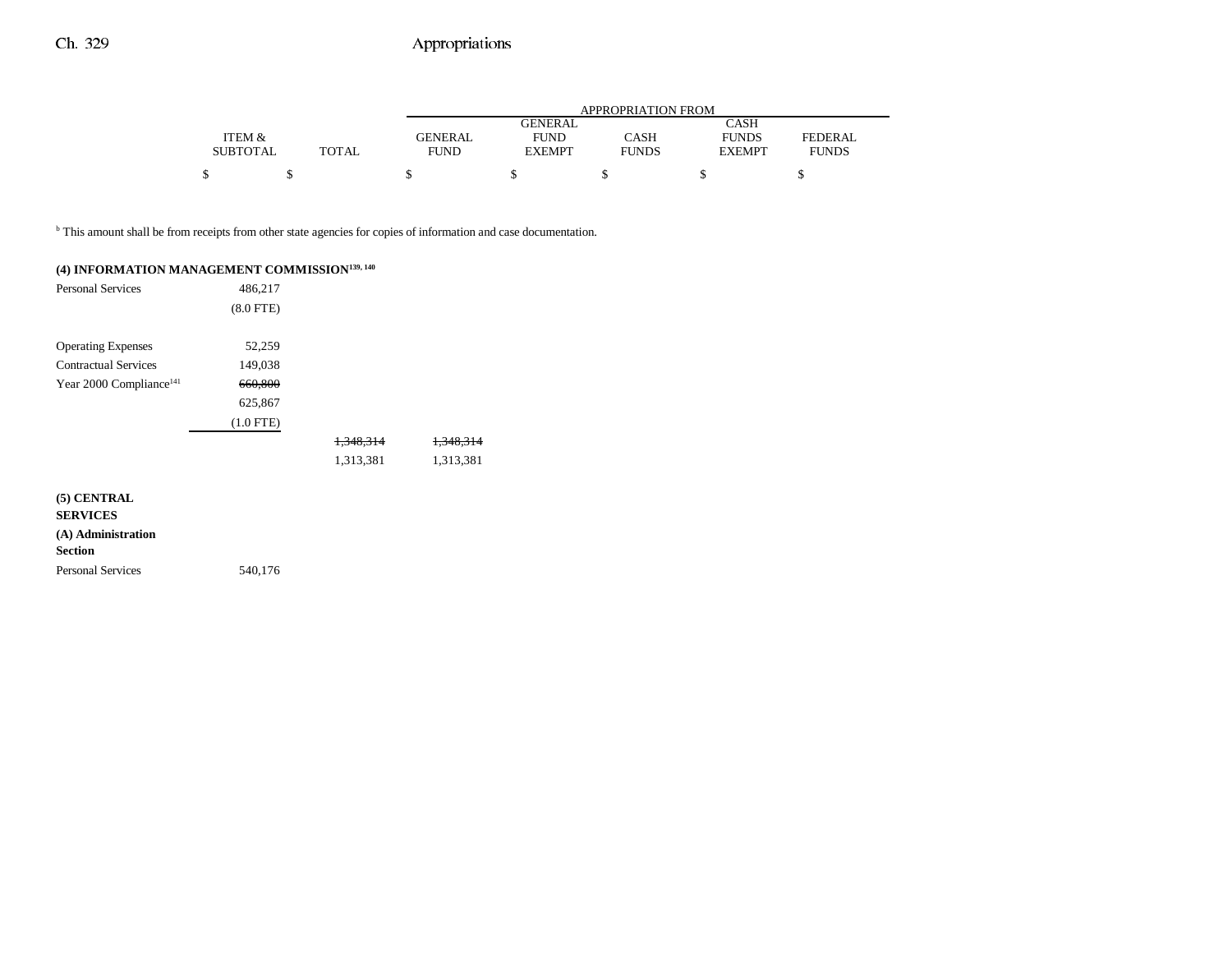| | ITEM & SUBTOTAL | TOTAL | APPROPRIATION FROM GENERAL FUND | GENERAL FUND EXEMPT | CASH FUNDS | CASH FUNDS EXEMPT | FEDERAL FUNDS |
|---|---|---|---|---|---|---|---|
| | $ | $ | $ | $ | $ | $ | $ |

[b] This amount shall be from receipts from other state agencies for copies of information and case documentation.

**(4) INFORMATION MANAGEMENT COMMISSION[139, 140]**

| | ITEM & SUBTOTAL | TOTAL | GENERAL FUND | GENERAL FUND EXEMPT | CASH FUNDS | CASH FUNDS EXEMPT | FEDERAL FUNDS |
|---|---|---|---|---|---|---|---|
| Personal Services | 486,217 | | | | | | |
| | (8.0 FTE) | | | | | | |
| Operating Expenses | 52,259 | | | | | | |
| Contractual Services | 149,038 | | | | | | |
| Year 2000 Compliance[141] | ~~660,800~~ | | | | | | |
| | 625,867 | | | | | | |
| | (1.0 FTE) | | | | | | |
| | | ~~1,348,314~~ | ~~1,348,314~~ | | | | |
| | | 1,313,381 | 1,313,381 | | | | |

**(5) CENTRAL SERVICES**

**(A) Administration Section**

| | ITEM & SUBTOTAL | TOTAL | GENERAL FUND | GENERAL FUND EXEMPT | CASH FUNDS | CASH FUNDS EXEMPT | FEDERAL FUNDS |
|---|---|---|---|---|---|---|---|
| Personal Services | 540,176 | | | | | | |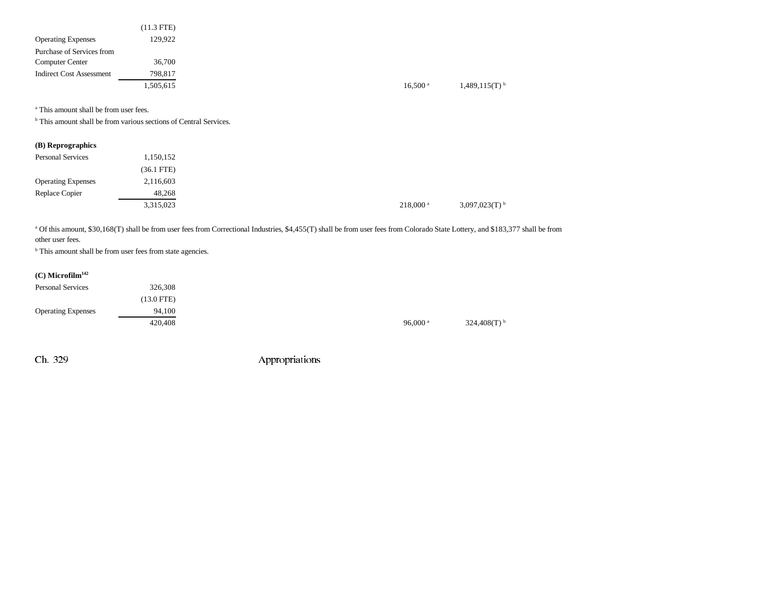| | | | | |
|---|---|---|---|---|
| | (11.3 FTE) | | | |
| Operating Expenses | 129,922 | | | |
| Purchase of Services from Computer Center | 36,700 | | | |
| Indirect Cost Assessment | 798,817 | | | |
| | 1,505,615 | | 16,500[a] | 1,489,115(T)[b] |

[a] This amount shall be from user fees.

[b] This amount shall be from various sections of Central Services.

**(B) Reprographics**

| | | | | |
|---|---|---|---|---|
| Personal Services | 1,150,152 | | | |
| | (36.1 FTE) | | | |
| Operating Expenses | 2,116,603 | | | |
| Replace Copier | 48,268 | | | |
| | 3,315,023 | | 218,000[a] | 3,097,023(T)[b] |

[a] Of this amount, $30,168(T) shall be from user fees from Correctional Industries, $4,455(T) shall be from user fees from Colorado State Lottery, and $183,377 shall be from other user fees.

[b] This amount shall be from user fees from state agencies.

**(C) Microfilm**[142]

| | | | | |
|---|---|---|---|---|
| Personal Services | 326,308 | | | |
| | (13.0 FTE) | | | |
| Operating Expenses | 94,100 | | | |
| | 420,408 | | 96,000[a] | 324,408(T)[b] |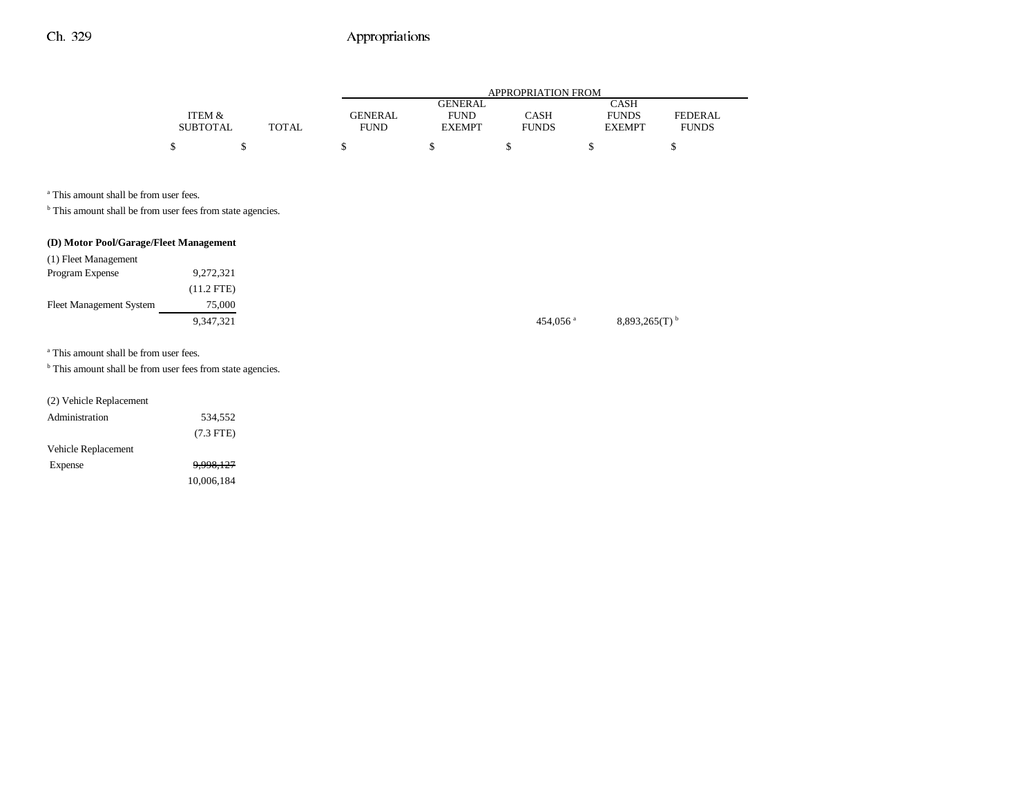| | ITEM & SUBTOTAL | TOTAL | GENERAL FUND | GENERAL FUND EXEMPT | CASH FUNDS | CASH FUNDS EXEMPT | FEDERAL FUNDS |
|---|---|---|---|---|---|---|---|
| | $ | $ | $ | $ | $ | $ | $ |

[a] This amount shall be from user fees.

[b] This amount shall be from user fees from state agencies.

**(D) Motor Pool/Garage/Fleet Management**

| | ITEM & SUBTOTAL | TOTAL | GENERAL FUND | GENERAL FUND EXEMPT | CASH FUNDS | CASH FUNDS EXEMPT | FEDERAL FUNDS |
|---|---|---|---|---|---|---|---|
| (1) Fleet Management | | | | | | | |
| Program Expense | 9,272,321 | | | | | | |
| | (11.2 FTE) | | | | | | |
| Fleet Management System | 75,000 | | | | | | |
| | 9,347,321 | | | | 454,056[a] | 8,893,265(T)[b] | |

[a] This amount shall be from user fees.

[b] This amount shall be from user fees from state agencies.

| | ITEM & SUBTOTAL | TOTAL | GENERAL FUND | GENERAL FUND EXEMPT | CASH FUNDS | CASH FUNDS EXEMPT | FEDERAL FUNDS |
|---|---|---|---|---|---|---|---|
| (2) Vehicle Replacement | | | | | | | |
| Administration | 534,552 | | | | | | |
| | (7.3 FTE) | | | | | | |
| Vehicle Replacement Expense | ~~9,998,127~~ 10,006,184 | | | | | | |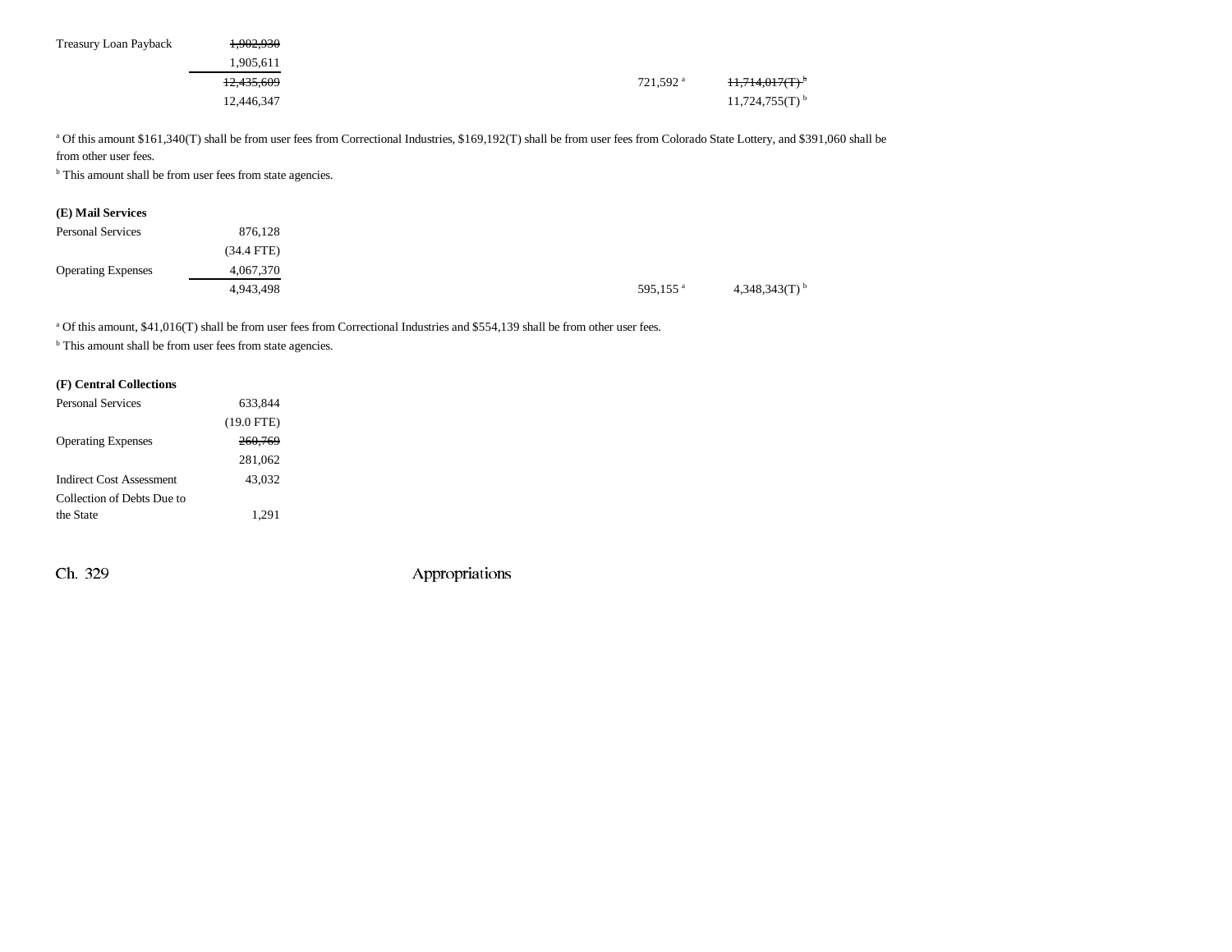| | | | | |
|---|---|---|---|---|
| Treasury Loan Payback | ~~1,902,930~~ | | | |
| | 1,905,611 | | | |
| | ~~12,435,609~~ | | 721,592 [a] | ~~11,714,017(T)~~ [b] |
| | 12,446,347 | | | 11,724,755(T) [b] |

[a] Of this amount $161,340(T) shall be from user fees from Correctional Industries, $169,192(T) shall be from user fees from Colorado State Lottery, and $391,060 shall be from other user fees.

[b] This amount shall be from user fees from state agencies.

**(E) Mail Services**

| | | | | |
|---|---|---|---|---|
| Personal Services | 876,128 | | | |
| | (34.4 FTE) | | | |
| Operating Expenses | 4,067,370 | | | |
| | 4,943,498 | | 595,155 [a] | 4,348,343(T) [b] |

[a] Of this amount, $41,016(T) shall be from user fees from Correctional Industries and $554,139 shall be from other user fees.

[b] This amount shall be from user fees from state agencies.

**(F) Central Collections**

| | |
|---|---|
| Personal Services | 633,844 |
| | (19.0 FTE) |
| Operating Expenses | ~~260,769~~ |
| | 281,062 |
| Indirect Cost Assessment | 43,032 |
| Collection of Debts Due to the State | 1,291 |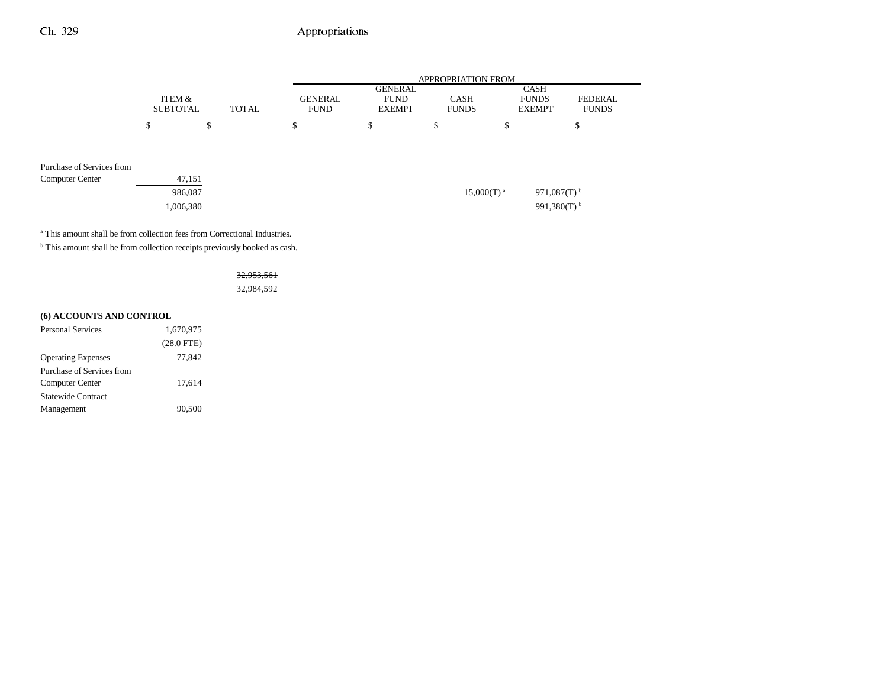| | ITEM & SUBTOTAL | TOTAL | APPROPRIATION FROM GENERAL FUND | GENERAL FUND EXEMPT | CASH FUNDS | CASH FUNDS EXEMPT | FEDERAL FUNDS |
|---|---|---|---|---|---|---|---|
| | $ | $ | $ | $ | $ | $ | $ |
| Purchase of Services from Computer Center | 47,151 | | | | | | |
| | ~~986,087~~ | | | | 15,000(T)[a] | ~~971,087(T)~~[b] | |
| | 1,006,380 | | | | | 991,380(T)[b] | |

[a] This amount shall be from collection fees from Correctional Industries.

[b] This amount shall be from collection receipts previously booked as cash.

| | | | | | | | |
|---|---|---|---|---|---|---|---|
| | | ~~32,953,561~~ | | | | | |
| | | 32,984,592 | | | | | |

**(6) ACCOUNTS AND CONTROL**

| | ITEM & SUBTOTAL | TOTAL | GENERAL FUND | GENERAL FUND EXEMPT | CASH FUNDS | CASH FUNDS EXEMPT | FEDERAL FUNDS |
|---|---|---|---|---|---|---|---|
| Personal Services | 1,670,975 | | | | | | |
| | (28.0 FTE) | | | | | | |
| Operating Expenses | 77,842 | | | | | | |
| Purchase of Services from Computer Center | 17,614 | | | | | | |
| Statewide Contract Management | 90,500 | | | | | | |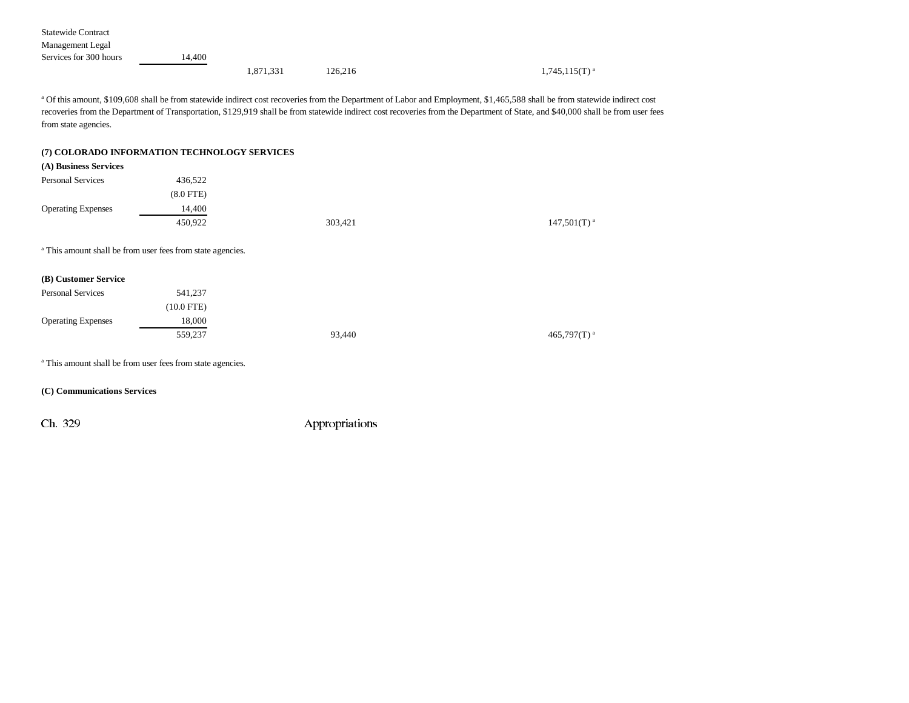| | | | | | | |
|---|---|---|---|---|---|---|
| Statewide Contract Management Legal Services for 300 hours | 14,400 | | | | | |
| | | 1,871,331 | 126,216 | | 1,745,115(T)[a] | |

[a] Of this amount, $109,608 shall be from statewide indirect cost recoveries from the Department of Labor and Employment, $1,465,588 shall be from statewide indirect cost recoveries from the Department of Transportation, $129,919 shall be from statewide indirect cost recoveries from the Department of State, and $40,000 shall be from user fees from state agencies.

**(7) COLORADO INFORMATION TECHNOLOGY SERVICES**

**(A) Business Services**

| | | | | | | |
|---|---|---|---|---|---|---|
| Personal Services | 436,522 | | | | | |
| | (8.0 FTE) | | | | | |
| Operating Expenses | 14,400 | | | | | |
| | 450,922 | | 303,421 | | 147,501(T)[a] | |

[a] This amount shall be from user fees from state agencies.

**(B) Customer Service**

| | | | | | | |
|---|---|---|---|---|---|---|
| Personal Services | 541,237 | | | | | |
| | (10.0 FTE) | | | | | |
| Operating Expenses | 18,000 | | | | | |
| | 559,237 | | 93,440 | | 465,797(T)[a] | |

[a] This amount shall be from user fees from state agencies.

**(C) Communications Services**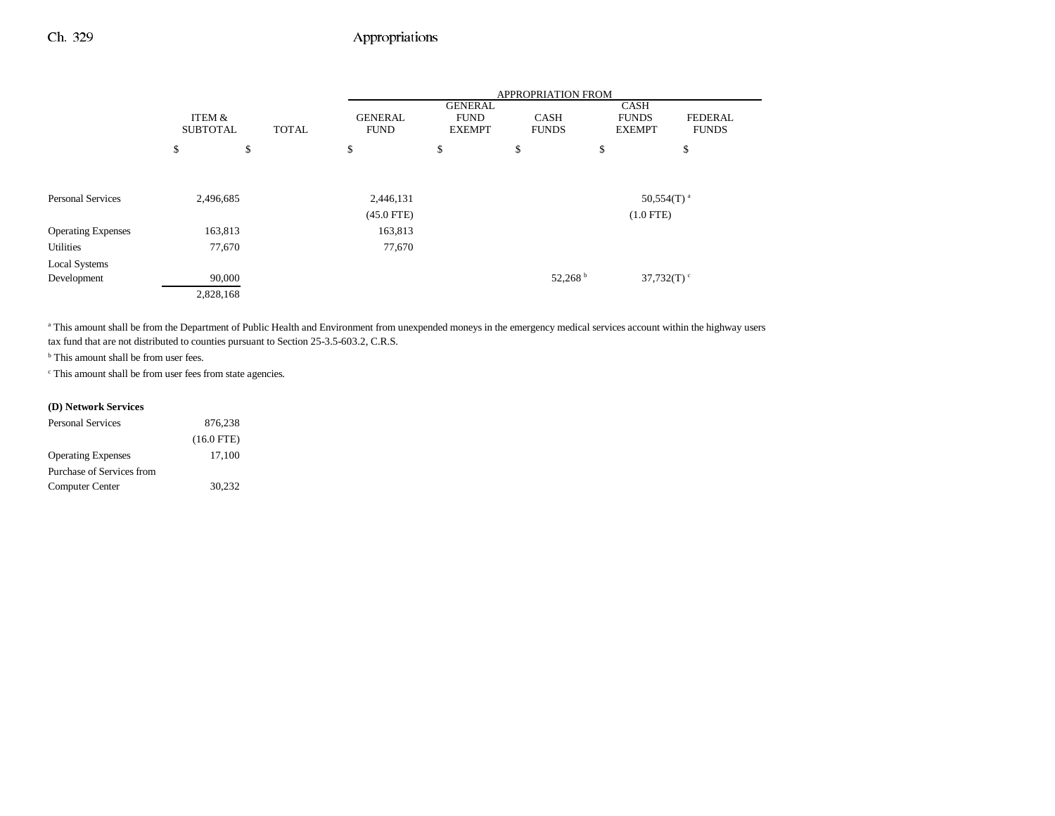| | ITEM & SUBTOTAL | TOTAL | APPROPRIATION FROM GENERAL FUND | GENERAL FUND EXEMPT | CASH FUNDS | CASH FUNDS EXEMPT | FEDERAL FUNDS |
|---|---|---|---|---|---|---|---|
| | $ | $ | $ | $ | $ | $ | $ |
| Personal Services | 2,496,685 | | 2,446,131 | | | 50,554(T) [a] | |
| | | | (45.0 FTE) | | | (1.0 FTE) | |
| Operating Expenses | 163,813 | | 163,813 | | | | |
| Utilities | 77,670 | | 77,670 | | | | |
| Local Systems Development | 90,000 | | | | 52,268 [b] | 37,732(T) [c] | |
| | 2,828,168 | | | | | | |

[a] This amount shall be from the Department of Public Health and Environment from unexpended moneys in the emergency medical services account within the highway users tax fund that are not distributed to counties pursuant to Section 25-3.5-603.2, C.R.S.

[b] This amount shall be from user fees.

[c] This amount shall be from user fees from state agencies.

**(D) Network Services**

| | ITEM & SUBTOTAL |
|---|---|
| Personal Services | 876,238 |
| | (16.0 FTE) |
| Operating Expenses | 17,100 |
| Purchase of Services from Computer Center | 30,232 |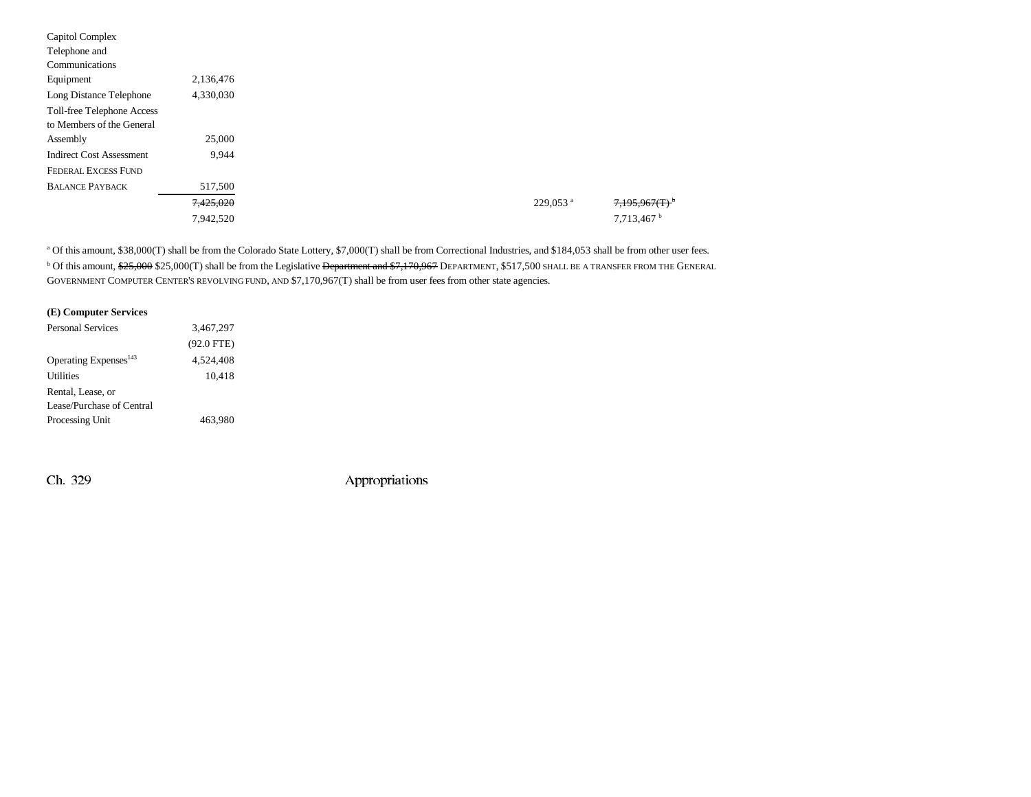| | | | | | |
|---|---|---|---|---|---|
| Capitol Complex Telephone and Communications Equipment | 2,136,476 | | | | |
| Long Distance Telephone | 4,330,030 | | | | |
| Toll-free Telephone Access to Members of the General Assembly | 25,000 | | | | |
| Indirect Cost Assessment | 9,944 | | | | |
| FEDERAL EXCESS FUND BALANCE PAYBACK | 517,500 | | | | |
| | ~~7,425,020~~ | | 229,053[a] | ~~7,195,967(T)~~[b] | |
| | 7,942,520 | | | 7,713,467[b] | |

[a] Of this amount, $38,000(T) shall be from the Colorado State Lottery, $7,000(T) shall be from Correctional Industries, and $184,053 shall be from other user fees.

[b] Of this amount, ~~$25,000~~ $25,000(T) shall be from the Legislative ~~Department and $7,170,967~~ DEPARTMENT, $517,500 SHALL BE A TRANSFER FROM THE GENERAL GOVERNMENT COMPUTER CENTER'S REVOLVING FUND, AND $7,170,967(T) shall be from user fees from other state agencies.

**(E) Computer Services**

| | |
|---|---|
| Personal Services | 3,467,297 |
| | (92.0 FTE) |
| Operating Expenses[143] | 4,524,408 |
| Utilities | 10,418 |
| Rental, Lease, or Lease/Purchase of Central Processing Unit | 463,980 |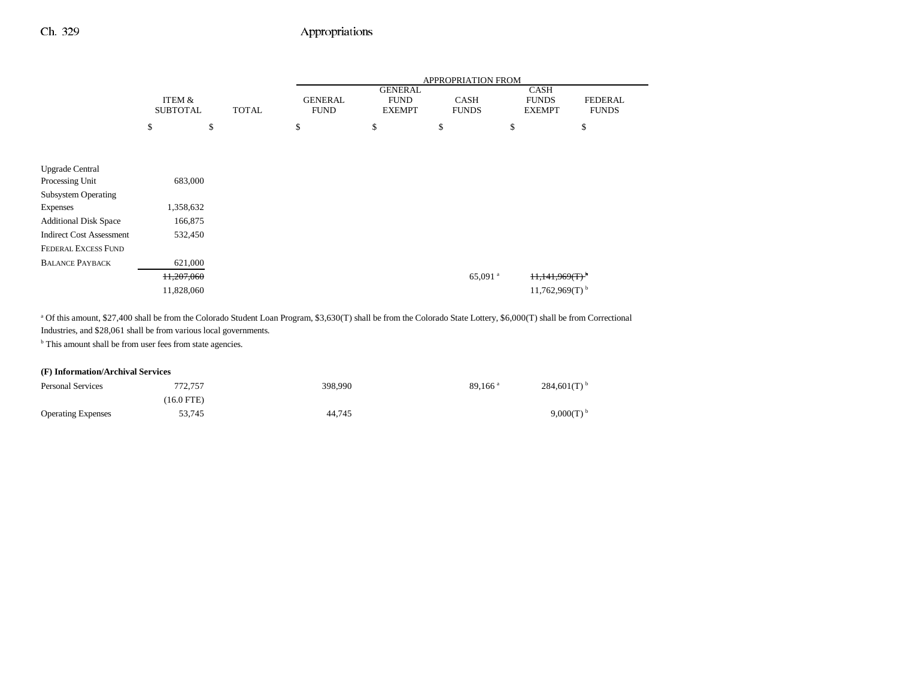| | ITEM & SUBTOTAL | TOTAL | APPROPRIATION FROM | | | | |
|---|---|---|---|---|---|---|---|
| | | | GENERAL FUND | GENERAL FUND EXEMPT | CASH FUNDS | CASH FUNDS EXEMPT | FEDERAL FUNDS |
| | $ | $ | $ | $ | $ | $ | $ |
| Upgrade Central Processing Unit | 683,000 | | | | | | |
| Subsystem Operating Expenses | 1,358,632 | | | | | | |
| Additional Disk Space | 166,875 | | | | | | |
| Indirect Cost Assessment | 532,450 | | | | | | |
| FEDERAL EXCESS FUND BALANCE PAYBACK | 621,000 | | | | | | |
| | ~~11,207,060~~ | | | | 65,091 [a] | ~~11,141,969(T)~~ [b] | |
| | 11,828,060 | | | | | 11,762,969(T) [b] | |

[a] Of this amount, $27,400 shall be from the Colorado Student Loan Program, $3,630(T) shall be from the Colorado State Lottery, $6,000(T) shall be from Correctional Industries, and $28,061 shall be from various local governments.

[b] This amount shall be from user fees from state agencies.

**(F) Information/Archival Services**

| | ITEM & SUBTOTAL | TOTAL | GENERAL FUND | GENERAL FUND EXEMPT | CASH FUNDS | CASH FUNDS EXEMPT | FEDERAL FUNDS |
|---|---|---|---|---|---|---|---|
| Personal Services | 772,757 | | 398,990 | | 89,166 [a] | 284,601(T) [b] | |
| | (16.0 FTE) | | | | | | |
| Operating Expenses | 53,745 | | 44,745 | | | 9,000(T) [b] | |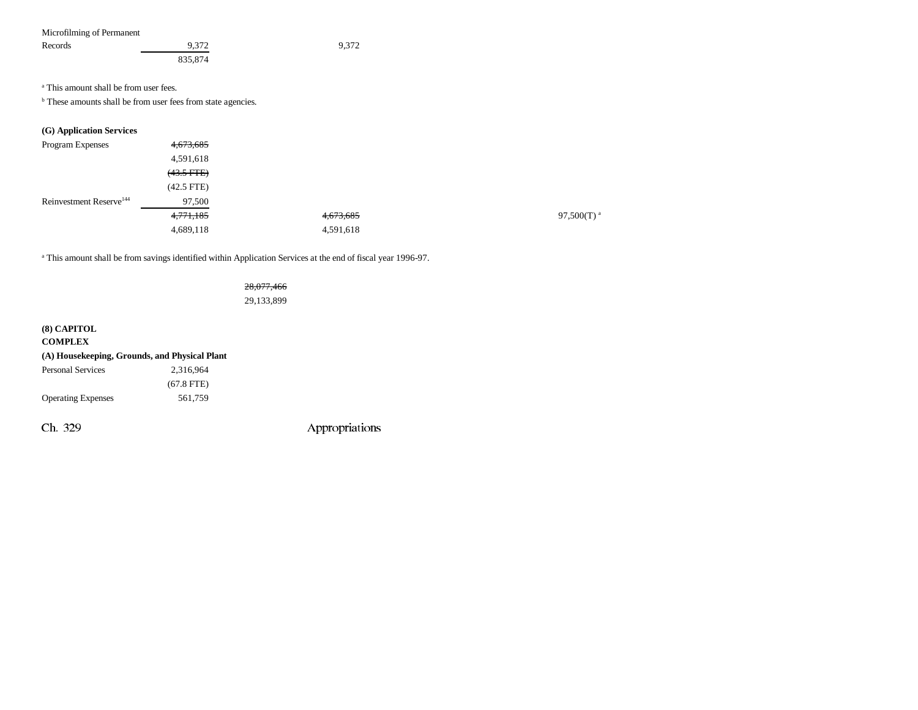| | | | |
|---|---|---|---|
| Microfilming of Permanent Records | 9,372 | 9,372 | |
| | 835,874 | | |

[a] This amount shall be from user fees.

[b] These amounts shall be from user fees from state agencies.

**(G) Application Services**

| | | | |
|---|---|---|---|
| Program Expenses | ~~4,673,685~~ | | |
| | 4,591,618 | | |
| | ~~(43.5 FTE)~~ | | |
| | (42.5 FTE) | | |
| Reinvestment Reserve[144] | 97,500 | | |
| | ~~4,771,185~~ | ~~4,673,685~~ | 97,500(T) [a] |
| | 4,689,118 | 4,591,618 | |

[a] This amount shall be from savings identified within Application Services at the end of fiscal year 1996-97.

~~28,077,466~~

29,133,899

**(8) CAPITOL COMPLEX**

**(A) Housekeeping, Grounds, and Physical Plant**

| | |
|---|---|
| Personal Services | 2,316,964 |
| | (67.8 FTE) |
| Operating Expenses | 561,759 |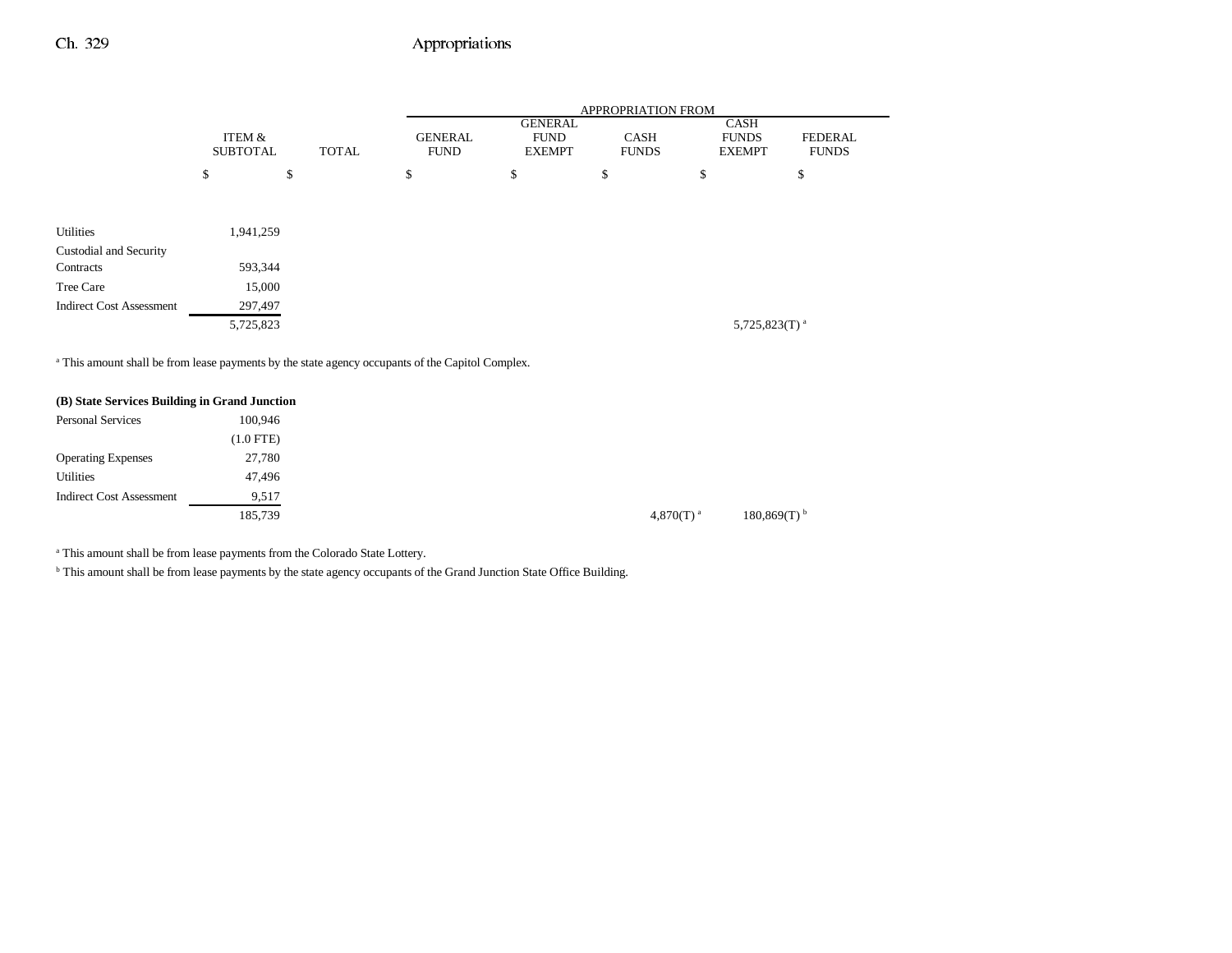| | ITEM & SUBTOTAL | TOTAL | GENERAL FUND | GENERAL FUND EXEMPT | CASH FUNDS | CASH FUNDS EXEMPT | FEDERAL FUNDS |
|---|---|---|---|---|---|---|---|
| | | | APPROPRIATION FROM | | | | |
| | $ | $ | $ | $ | $ | $ | $ |
| Utilities | 1,941,259 | | | | | | |
| Custodial and Security Contracts | 593,344 | | | | | | |
| Tree Care | 15,000 | | | | | | |
| Indirect Cost Assessment | 297,497 | | | | | | |
| | 5,725,823 | | | | | 5,725,823(T) [a] | |

[a] This amount shall be from lease payments by the state agency occupants of the Capitol Complex.

**(B) State Services Building in Grand Junction**

| | ITEM & SUBTOTAL | TOTAL | GENERAL FUND | GENERAL FUND EXEMPT | CASH FUNDS | CASH FUNDS EXEMPT | FEDERAL FUNDS |
|---|---|---|---|---|---|---|---|
| Personal Services | 100,946 | | | | | | |
| | (1.0 FTE) | | | | | | |
| Operating Expenses | 27,780 | | | | | | |
| Utilities | 47,496 | | | | | | |
| Indirect Cost Assessment | 9,517 | | | | | | |
| | 185,739 | | | | 4,870(T) [a] | 180,869(T) [b] | |

[a] This amount shall be from lease payments from the Colorado State Lottery.

[b] This amount shall be from lease payments by the state agency occupants of the Grand Junction State Office Building.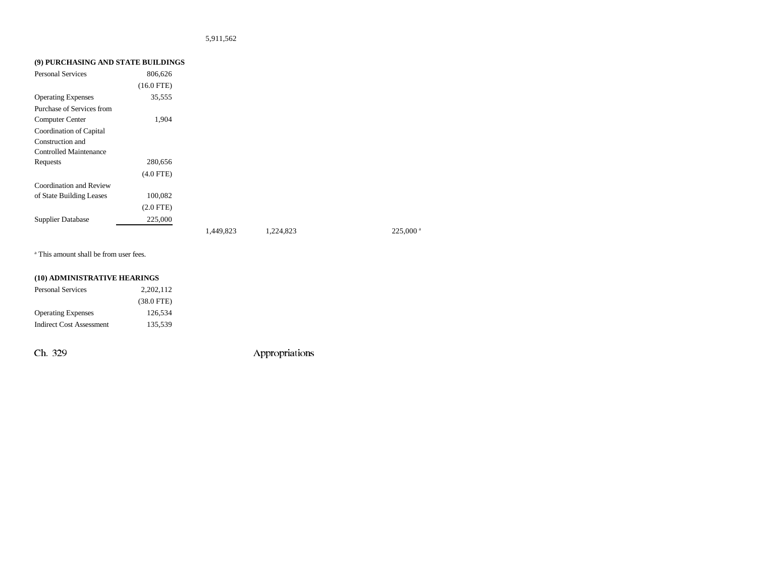| | | | | | | |
|---|---|---|---|---|---|---|
| | | 5,911,562 | | | | |

**(9) PURCHASING AND STATE BUILDINGS**

| | | | | | | |
|---|---|---|---|---|---|---|
| Personal Services | 806,626 | | | | | |
| | (16.0 FTE) | | | | | |
| Operating Expenses | 35,555 | | | | | |
| Purchase of Services from Computer Center | 1,904 | | | | | |
| Coordination of Capital Construction and Controlled Maintenance Requests | 280,656 | | | | | |
| | (4.0 FTE) | | | | | |
| Coordination and Review of State Building Leases | 100,082 | | | | | |
| | (2.0 FTE) | | | | | |
| Supplier Database | 225,000 | | | | | |
| | | 1,449,823 | 1,224,823 | | 225,000[a] | |

[a] This amount shall be from user fees.

**(10) ADMINISTRATIVE HEARINGS**

| | |
|---|---|
| Personal Services | 2,202,112 |
| | (38.0 FTE) |
| Operating Expenses | 126,534 |
| Indirect Cost Assessment | 135,539 |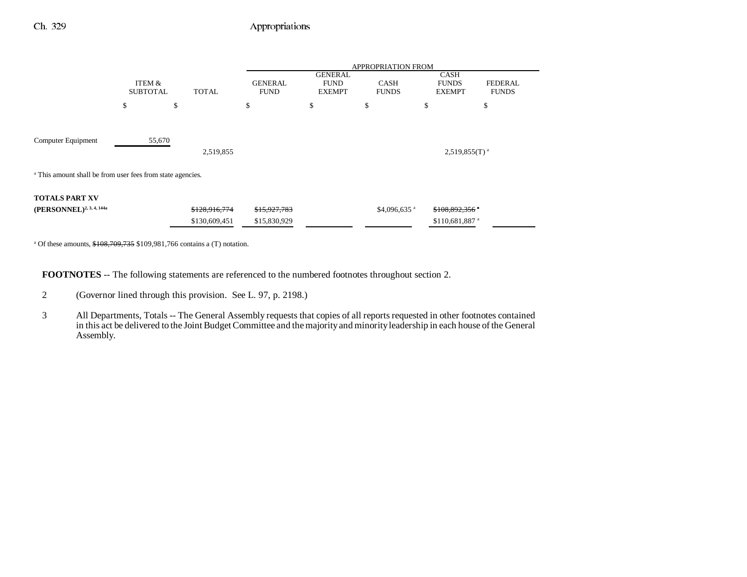| | ITEM & SUBTOTAL | TOTAL | APPROPRIATION FROM GENERAL FUND | GENERAL FUND EXEMPT | CASH FUNDS | CASH FUNDS EXEMPT | FEDERAL FUNDS |
|---|---|---|---|---|---|---|---|
| | $ | $ | $ | $ | $ | $ | $ |
| Computer Equipment | 55,670 | | | | | | |
| | | 2,519,855 | | | | 2,519,855(T) [a] | |

[a] This amount shall be from user fees from state agencies.

| | ITEM & SUBTOTAL | TOTAL | GENERAL FUND | GENERAL FUND EXEMPT | CASH FUNDS | CASH FUNDS EXEMPT | FEDERAL FUNDS |
|---|---|---|---|---|---|---|---|
| **TOTALS PART XV (PERSONNEL)**[2, 3, 4, 144a] | | ~~$128,916,774~~ | ~~$15,927,783~~ | | $4,096,635 [a] | ~~$108,892,356~~ [a] | |
| | | $130,609,451 | $15,830,929 | | | $110,681,887 [a] | |

[a] Of these amounts, ~~$108,709,735~~ $109,981,766 contains a (T) notation.

**FOOTNOTES** -- The following statements are referenced to the numbered footnotes throughout section 2.

2 (Governor lined through this provision. See L. 97, p. 2198.)

3 All Departments, Totals -- The General Assembly requests that copies of all reports requested in other footnotes contained in this act be delivered to the Joint Budget Committee and the majority and minority leadership in each house of the General Assembly.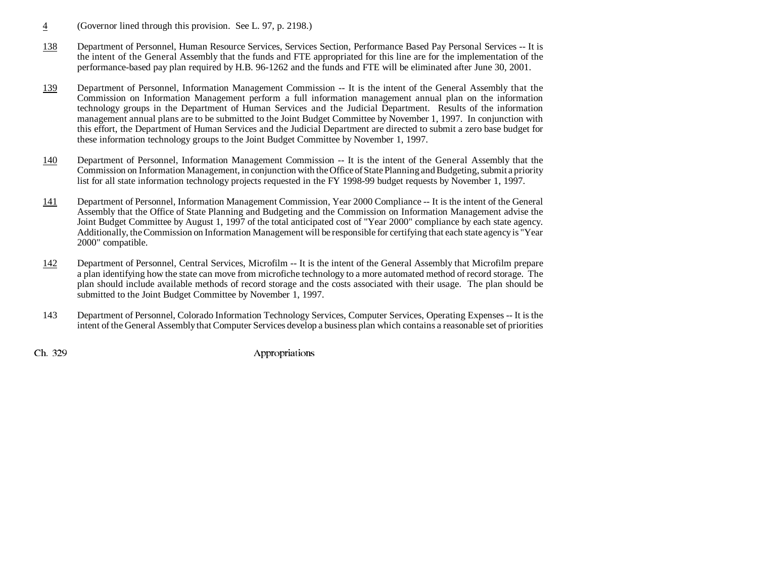4 (Governor lined through this provision. See L. 97, p. 2198.)

138 Department of Personnel, Human Resource Services, Services Section, Performance Based Pay Personal Services -- It is the intent of the General Assembly that the funds and FTE appropriated for this line are for the implementation of the performance-based pay plan required by H.B. 96-1262 and the funds and FTE will be eliminated after June 30, 2001.

139 Department of Personnel, Information Management Commission -- It is the intent of the General Assembly that the Commission on Information Management perform a full information management annual plan on the information technology groups in the Department of Human Services and the Judicial Department. Results of the information management annual plans are to be submitted to the Joint Budget Committee by November 1, 1997. In conjunction with this effort, the Department of Human Services and the Judicial Department are directed to submit a zero base budget for these information technology groups to the Joint Budget Committee by November 1, 1997.

140 Department of Personnel, Information Management Commission -- It is the intent of the General Assembly that the Commission on Information Management, in conjunction with the Office of State Planning and Budgeting, submit a priority list for all state information technology projects requested in the FY 1998-99 budget requests by November 1, 1997.

141 Department of Personnel, Information Management Commission, Year 2000 Compliance -- It is the intent of the General Assembly that the Office of State Planning and Budgeting and the Commission on Information Management advise the Joint Budget Committee by August 1, 1997 of the total anticipated cost of "Year 2000" compliance by each state agency. Additionally, the Commission on Information Management will be responsible for certifying that each state agency is "Year 2000" compatible.

142 Department of Personnel, Central Services, Microfilm -- It is the intent of the General Assembly that Microfilm prepare a plan identifying how the state can move from microfiche technology to a more automated method of record storage. The plan should include available methods of record storage and the costs associated with their usage. The plan should be submitted to the Joint Budget Committee by November 1, 1997.

143 Department of Personnel, Colorado Information Technology Services, Computer Services, Operating Expenses -- It is the intent of the General Assembly that Computer Services develop a business plan which contains a reasonable set of priorities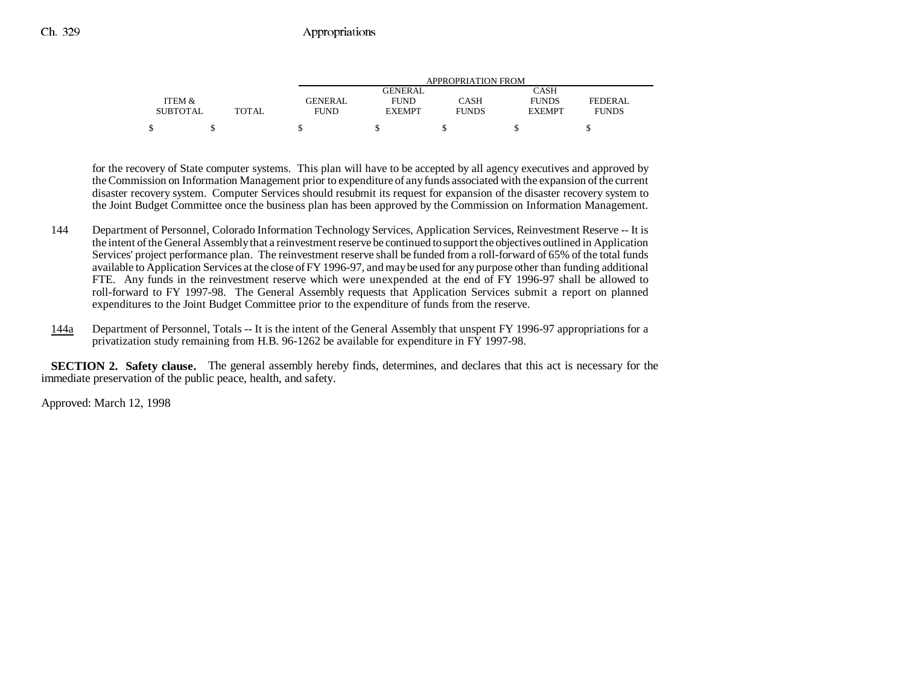| ITEM & SUBTOTAL | TOTAL | APPROPRIATION FROM GENERAL FUND | GENERAL FUND EXEMPT | CASH FUNDS | CASH FUNDS EXEMPT | FEDERAL FUNDS |
|---|---|---|---|---|---|---|
| $ | $ | $ | $ | $ | $ | $ |

for the recovery of State computer systems. This plan will have to be accepted by all agency executives and approved by the Commission on Information Management prior to expenditure of any funds associated with the expansion of the current disaster recovery system. Computer Services should resubmit its request for expansion of the disaster recovery system to the Joint Budget Committee once the business plan has been approved by the Commission on Information Management.

144 Department of Personnel, Colorado Information Technology Services, Application Services, Reinvestment Reserve -- It is the intent of the General Assembly that a reinvestment reserve be continued to support the objectives outlined in Application Services' project performance plan. The reinvestment reserve shall be funded from a roll-forward of 65% of the total funds available to Application Services at the close of FY 1996-97, and may be used for any purpose other than funding additional FTE. Any funds in the reinvestment reserve which were unexpended at the end of FY 1996-97 shall be allowed to roll-forward to FY 1997-98. The General Assembly requests that Application Services submit a report on planned expenditures to the Joint Budget Committee prior to the expenditure of funds from the reserve.

144a Department of Personnel, Totals -- It is the intent of the General Assembly that unspent FY 1996-97 appropriations for a privatization study remaining from H.B. 96-1262 be available for expenditure in FY 1997-98.

**SECTION 2. Safety clause.** The general assembly hereby finds, determines, and declares that this act is necessary for the immediate preservation of the public peace, health, and safety.

Approved: March 12, 1998